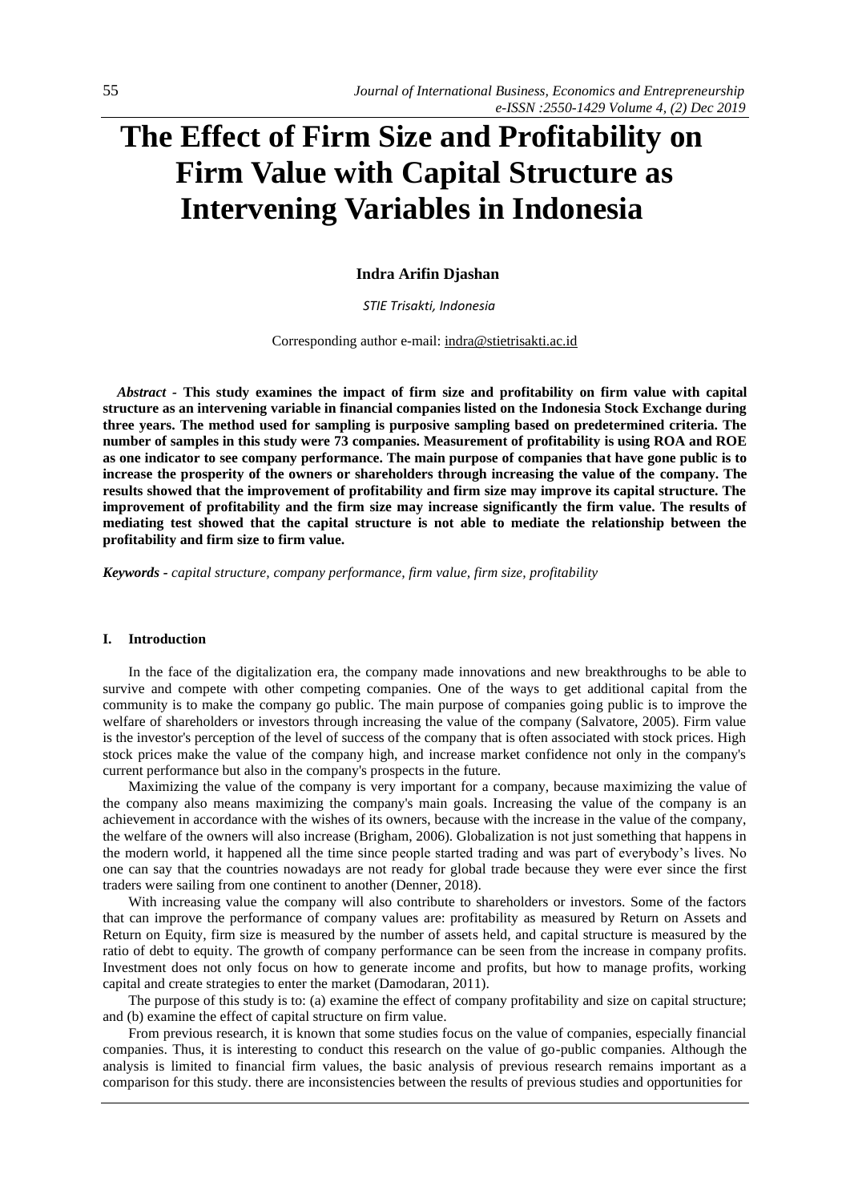# The Effect of Firm Size and Profitability on Firm Value with Capital Structure as Intervening Variables in Indonesia

**Indra Arifin Djashan**

*STIE Trisakti, Indonesia*

Corresponding author e-mail: indra@stietrisakti.ac.id

***Abstract*** **- This study examines the impact of firm size and profitability on firm value with capital structure as an intervening variable in financial companies listed on the Indonesia Stock Exchange during three years. The method used for sampling is purposive sampling based on predetermined criteria. The number of samples in this study were 73 companies. Measurement of profitability is using ROA and ROE as one indicator to see company performance. The main purpose of companies that have gone public is to increase the prosperity of the owners or shareholders through increasing the value of the company. The results showed that the improvement of profitability and firm size may improve its capital structure. The improvement of profitability and the firm size may increase significantly the firm value. The results of mediating test showed that the capital structure is not able to mediate the relationship between the profitability and firm size to firm value.**

***Keywords*** *- capital structure, company performance, firm value, firm size, profitability*

## I. Introduction

In the face of the digitalization era, the company made innovations and new breakthroughs to be able to survive and compete with other competing companies. One of the ways to get additional capital from the community is to make the company go public. The main purpose of companies going public is to improve the welfare of shareholders or investors through increasing the value of the company (Salvatore, 2005). Firm value is the investor's perception of the level of success of the company that is often associated with stock prices. High stock prices make the value of the company high, and increase market confidence not only in the company's current performance but also in the company's prospects in the future.

Maximizing the value of the company is very important for a company, because maximizing the value of the company also means maximizing the company's main goals. Increasing the value of the company is an achievement in accordance with the wishes of its owners, because with the increase in the value of the company, the welfare of the owners will also increase (Brigham, 2006). Globalization is not just something that happens in the modern world, it happened all the time since people started trading and was part of everybody's lives. No one can say that the countries nowadays are not ready for global trade because they were ever since the first traders were sailing from one continent to another (Denner, 2018).

With increasing value the company will also contribute to shareholders or investors. Some of the factors that can improve the performance of company values are: profitability as measured by Return on Assets and Return on Equity, firm size is measured by the number of assets held, and capital structure is measured by the ratio of debt to equity. The growth of company performance can be seen from the increase in company profits. Investment does not only focus on how to generate income and profits, but how to manage profits, working capital and create strategies to enter the market (Damodaran, 2011).

The purpose of this study is to: (a) examine the effect of company profitability and size on capital structure; and (b) examine the effect of capital structure on firm value.

From previous research, it is known that some studies focus on the value of companies, especially financial companies. Thus, it is interesting to conduct this research on the value of go-public companies. Although the analysis is limited to financial firm values, the basic analysis of previous research remains important as a comparison for this study. there are inconsistencies between the results of previous studies and opportunities for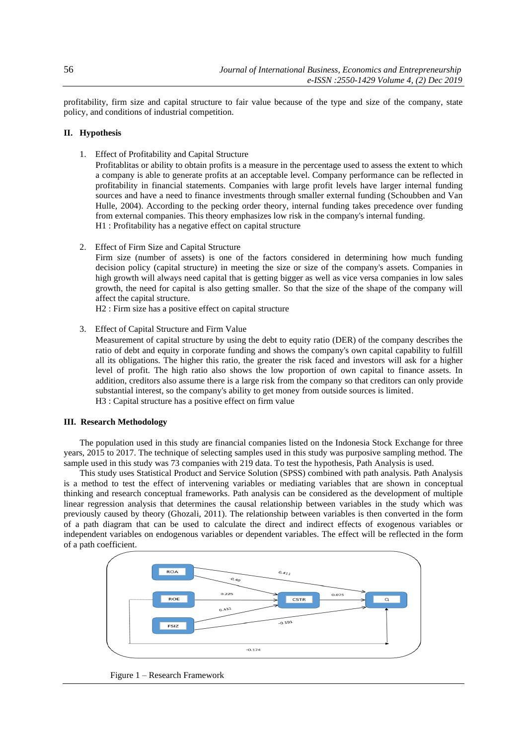profitability, firm size and capital structure to fair value because of the type and size of the company, state policy, and conditions of industrial competition.

## II. Hypothesis

1. Effect of Profitability and Capital Structure

   Profitablitas or ability to obtain profits is a measure in the percentage used to assess the extent to which a company is able to generate profits at an acceptable level. Company performance can be reflected in profitability in financial statements. Companies with large profit levels have larger internal funding sources and have a need to finance investments through smaller external funding (Schoubben and Van Hulle, 2004). According to the pecking order theory, internal funding takes precedence over funding from external companies. This theory emphasizes low risk in the company's internal funding.
   H1 : Profitability has a negative effect on capital structure

2. Effect of Firm Size and Capital Structure

   Firm size (number of assets) is one of the factors considered in determining how much funding decision policy (capital structure) in meeting the size or size of the company's assets. Companies in high growth will always need capital that is getting bigger as well as vice versa companies in low sales growth, the need for capital is also getting smaller. So that the size of the shape of the company will affect the capital structure.
   H2 : Firm size has a positive effect on capital structure

3. Effect of Capital Structure and Firm Value

   Measurement of capital structure by using the debt to equity ratio (DER) of the company describes the ratio of debt and equity in corporate funding and shows the company's own capital capability to fulfill all its obligations. The higher this ratio, the greater the risk faced and investors will ask for a higher level of profit. The high ratio also shows the low proportion of own capital to finance assets. In addition, creditors also assume there is a large risk from the company so that creditors can only provide substantial interest, so the company's ability to get money from outside sources is limited.
   H3 : Capital structure has a positive effect on firm value

## III. Research Methodology

The population used in this study are financial companies listed on the Indonesia Stock Exchange for three years, 2015 to 2017. The technique of selecting samples used in this study was purposive sampling method. The sample used in this study was 73 companies with 219 data. To test the hypothesis, Path Analysis is used.

This study uses Statistical Product and Service Solution (SPSS) combined with path analysis. Path Analysis is a method to test the effect of intervening variables or mediating variables that are shown in conceptual thinking and research conceptual frameworks. Path analysis can be considered as the development of multiple linear regression analysis that determines the causal relationship between variables in the study which was previously caused by theory (Ghozali, 2011). The relationship between variables is then converted in the form of a path diagram that can be used to calculate the direct and indirect effects of exogenous variables or independent variables on endogenous variables or dependent variables. The effect will be reflected in the form of a path coefficient.

Figure 1 – Research Framework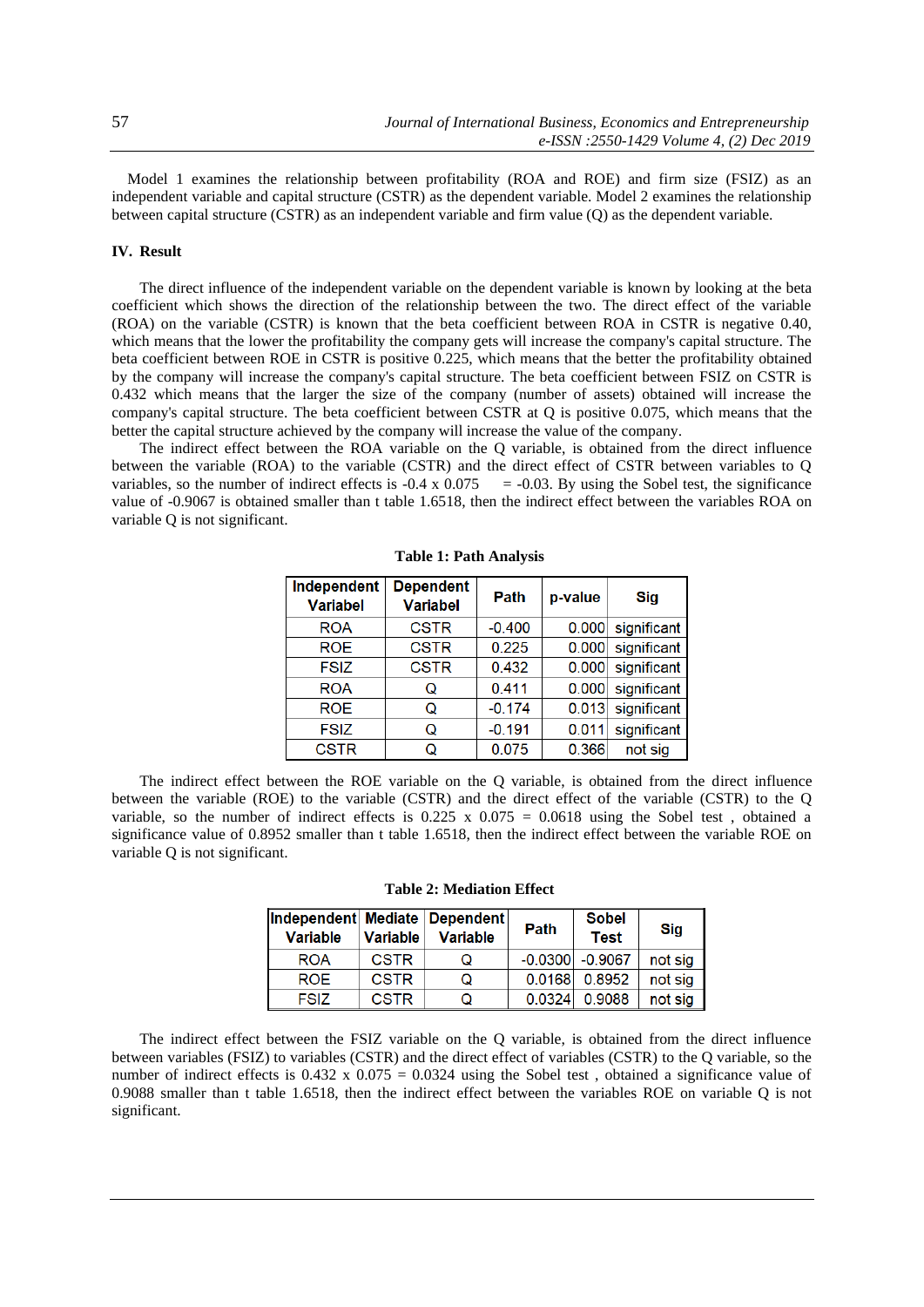Model 1 examines the relationship between profitability (ROA and ROE) and firm size (FSIZ) as an independent variable and capital structure (CSTR) as the dependent variable. Model 2 examines the relationship between capital structure (CSTR) as an independent variable and firm value (Q) as the dependent variable.

## IV. Result

The direct influence of the independent variable on the dependent variable is known by looking at the beta coefficient which shows the direction of the relationship between the two. The direct effect of the variable (ROA) on the variable (CSTR) is known that the beta coefficient between ROA in CSTR is negative 0.40, which means that the lower the profitability the company gets will increase the company's capital structure. The beta coefficient between ROE in CSTR is positive 0.225, which means that the better the profitability obtained by the company will increase the company's capital structure. The beta coefficient between FSIZ on CSTR is 0.432 which means that the larger the size of the company (number of assets) obtained will increase the company's capital structure. The beta coefficient between CSTR at Q is positive 0.075, which means that the better the capital structure achieved by the company will increase the value of the company.

The indirect effect between the ROA variable on the Q variable, is obtained from the direct influence between the variable (ROA) to the variable (CSTR) and the direct effect of CSTR between variables to Q variables, so the number of indirect effects is -0.4 x 0.075 = -0.03. By using the Sobel test, the significance value of -0.9067 is obtained smaller than t table 1.6518, then the indirect effect between the variables ROA on variable Q is not significant.

**Table 1: Path Analysis**

| Independent Variabel | Dependent Variabel | Path | p-value | Sig |
|---|---|---|---|---|
| ROA | CSTR | -0.400 | 0.000 | significant |
| ROE | CSTR | 0.225 | 0.000 | significant |
| FSIZ | CSTR | 0.432 | 0.000 | significant |
| ROA | Q | 0.411 | 0.000 | significant |
| ROE | Q | -0.174 | 0.013 | significant |
| FSIZ | Q | -0.191 | 0.011 | significant |
| CSTR | Q | 0.075 | 0.366 | not sig |

The indirect effect between the ROE variable on the Q variable, is obtained from the direct influence between the variable (ROE) to the variable (CSTR) and the direct effect of the variable (CSTR) to the Q variable, so the number of indirect effects is 0.225 x 0.075 = 0.0618 using the Sobel test , obtained a significance value of 0.8952 smaller than t table 1.6518, then the indirect effect between the variable ROE on variable Q is not significant.

**Table 2: Mediation Effect**

| Independent Variable | Mediate Variable | Dependent Variable | Path | Sobel Test | Sig |
|---|---|---|---|---|---|
| ROA | CSTR | Q | -0.0300 | -0.9067 | not sig |
| ROE | CSTR | Q | 0.0168 | 0.8952 | not sig |
| FSIZ | CSTR | Q | 0.0324 | 0.9088 | not sig |

The indirect effect between the FSIZ variable on the Q variable, is obtained from the direct influence between variables (FSIZ) to variables (CSTR) and the direct effect of variables (CSTR) to the Q variable, so the number of indirect effects is 0.432 x 0.075 = 0.0324 using the Sobel test , obtained a significance value of 0.9088 smaller than t table 1.6518, then the indirect effect between the variables ROE on variable Q is not significant.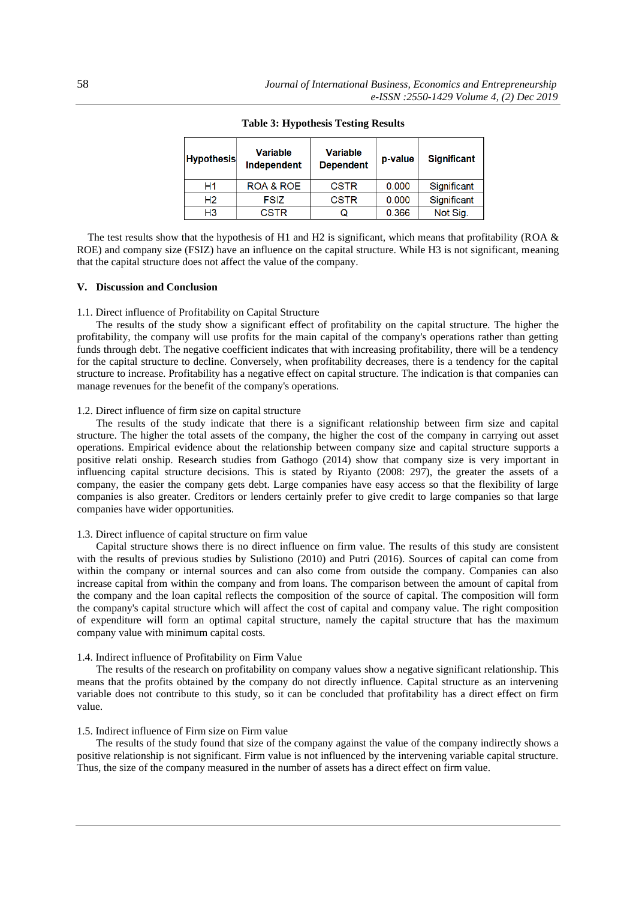**Table 3: Hypothesis Testing Results**

| Hypothesis | Variable Independent | Variable Dependent | p-value | Significant |
|---|---|---|---|---|
| H1 | ROA & ROE | CSTR | 0.000 | Significant |
| H2 | FSIZ | CSTR | 0.000 | Significant |
| H3 | CSTR | Q | 0.366 | Not Sig. |

The test results show that the hypothesis of H1 and H2 is significant, which means that profitability (ROA & ROE) and company size (FSIZ) have an influence on the capital structure. While H3 is not significant, meaning that the capital structure does not affect the value of the company.

## V. Discussion and Conclusion

### 1.1. Direct influence of Profitability on Capital Structure

The results of the study show a significant effect of profitability on the capital structure. The higher the profitability, the company will use profits for the main capital of the company's operations rather than getting funds through debt. The negative coefficient indicates that with increasing profitability, there will be a tendency for the capital structure to decline. Conversely, when profitability decreases, there is a tendency for the capital structure to increase. Profitability has a negative effect on capital structure. The indication is that companies can manage revenues for the benefit of the company's operations.

### 1.2. Direct influence of firm size on capital structure

The results of the study indicate that there is a significant relationship between firm size and capital structure. The higher the total assets of the company, the higher the cost of the company in carrying out asset operations. Empirical evidence about the relationship between company size and capital structure supports a positive relati onship. Research studies from Gathogo (2014) show that company size is very important in influencing capital structure decisions. This is stated by Riyanto (2008: 297), the greater the assets of a company, the easier the company gets debt. Large companies have easy access so that the flexibility of large companies is also greater. Creditors or lenders certainly prefer to give credit to large companies so that large companies have wider opportunities.

### 1.3. Direct influence of capital structure on firm value

Capital structure shows there is no direct influence on firm value. The results of this study are consistent with the results of previous studies by Sulistiono (2010) and Putri (2016). Sources of capital can come from within the company or internal sources and can also come from outside the company. Companies can also increase capital from within the company and from loans. The comparison between the amount of capital from the company and the loan capital reflects the composition of the source of capital. The composition will form the company's capital structure which will affect the cost of capital and company value. The right composition of expenditure will form an optimal capital structure, namely the capital structure that has the maximum company value with minimum capital costs.

### 1.4. Indirect influence of Profitability on Firm Value

The results of the research on profitability on company values show a negative significant relationship. This means that the profits obtained by the company do not directly influence. Capital structure as an intervening variable does not contribute to this study, so it can be concluded that profitability has a direct effect on firm value.

### 1.5. Indirect influence of Firm size on Firm value

The results of the study found that size of the company against the value of the company indirectly shows a positive relationship is not significant. Firm value is not influenced by the intervening variable capital structure. Thus, the size of the company measured in the number of assets has a direct effect on firm value.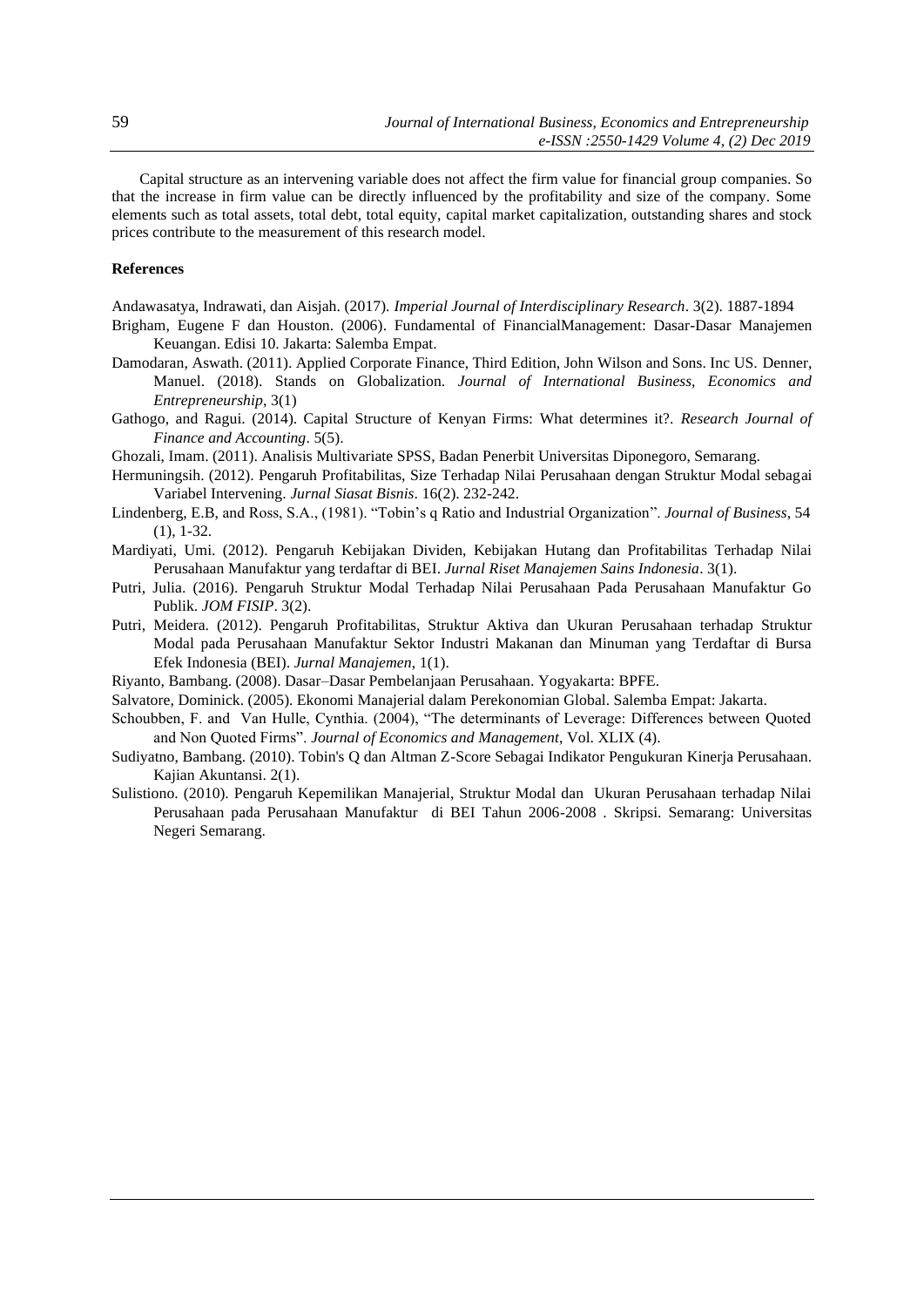Capital structure as an intervening variable does not affect the firm value for financial group companies. So that the increase in firm value can be directly influenced by the profitability and size of the company. Some elements such as total assets, total debt, total equity, capital market capitalization, outstanding shares and stock prices contribute to the measurement of this research model.

**References**

Andawasatya, Indrawati, dan Aisjah. (2017). *Imperial Journal of Interdisciplinary Research*. 3(2). 1887-1894

Brigham, Eugene F dan Houston. (2006). Fundamental of FinancialManagement: Dasar-Dasar Manajemen Keuangan. Edisi 10. Jakarta: Salemba Empat.

Damodaran, Aswath. (2011). Applied Corporate Finance, Third Edition, John Wilson and Sons. Inc US. Denner, Manuel. (2018). Stands on Globalization. *Journal of International Business, Economics and Entrepreneurship*, 3(1)

Gathogo, and Ragui. (2014). Capital Structure of Kenyan Firms: What determines it?. *Research Journal of Finance and Accounting*. 5(5).

Ghozali, Imam. (2011). Analisis Multivariate SPSS, Badan Penerbit Universitas Diponegoro, Semarang.

Hermuningsih. (2012). Pengaruh Profitabilitas, Size Terhadap Nilai Perusahaan dengan Struktur Modal sebagai Variabel Intervening. *Jurnal Siasat Bisnis*. 16(2). 232-242.

Lindenberg, E.B, and Ross, S.A., (1981). "Tobin's q Ratio and Industrial Organization". *Journal of Business*, 54 (1), 1-32.

Mardiyati, Umi. (2012). Pengaruh Kebijakan Dividen, Kebijakan Hutang dan Profitabilitas Terhadap Nilai Perusahaan Manufaktur yang terdaftar di BEI. *Jurnal Riset Manajemen Sains Indonesia*. 3(1).

Putri, Julia. (2016). Pengaruh Struktur Modal Terhadap Nilai Perusahaan Pada Perusahaan Manufaktur Go Publik. *JOM FISIP*. 3(2).

Putri, Meidera. (2012). Pengaruh Profitabilitas, Struktur Aktiva dan Ukuran Perusahaan terhadap Struktur Modal pada Perusahaan Manufaktur Sektor Industri Makanan dan Minuman yang Terdaftar di Bursa Efek Indonesia (BEI). *Jurnal Manajemen*, 1(1).

Riyanto, Bambang. (2008). Dasar–Dasar Pembelanjaan Perusahaan. Yogyakarta: BPFE.

Salvatore, Dominick. (2005). Ekonomi Manajerial dalam Perekonomian Global. Salemba Empat: Jakarta.

Schoubben, F. and Van Hulle, Cynthia. (2004), "The determinants of Leverage: Differences between Quoted and Non Quoted Firms". *Journal of Economics and Management*, Vol. XLIX (4).

Sudiyatno, Bambang. (2010). Tobin's Q dan Altman Z-Score Sebagai Indikator Pengukuran Kinerja Perusahaan. Kajian Akuntansi. 2(1).

Sulistiono. (2010). Pengaruh Kepemilikan Manajerial, Struktur Modal dan Ukuran Perusahaan terhadap Nilai Perusahaan pada Perusahaan Manufaktur di BEI Tahun 2006-2008 . Skripsi. Semarang: Universitas Negeri Semarang.